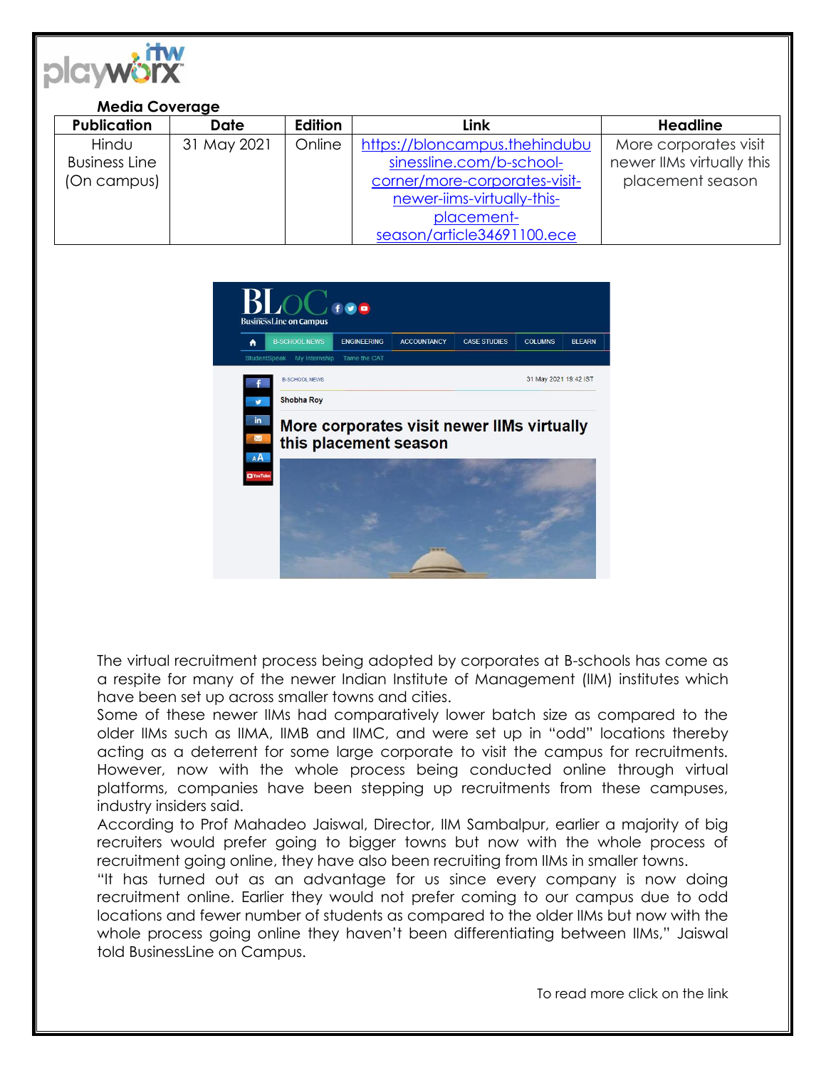**Media Coverage**

| Publication | Date | Edition | Link | Headline |
|---|---|---|---|---|
| Hindu Business Line (On campus) | 31 May 2021 | Online | https://bloncampus.thehindubusinessline.com/b-school-corner/more-corporates-visit-newer-iims-virtually-this-placement-season/article34691100.ece | More corporates visit newer IIMs virtually this placement season |

The virtual recruitment process being adopted by corporates at B-schools has come as a respite for many of the newer Indian Institute of Management (IIM) institutes which have been set up across smaller towns and cities.

Some of these newer IIMs had comparatively lower batch size as compared to the older IIMs such as IIMA, IIMB and IIMC, and were set up in "odd" locations thereby acting as a deterrent for some large corporate to visit the campus for recruitments. However, now with the whole process being conducted online through virtual platforms, companies have been stepping up recruitments from these campuses, industry insiders said.

According to Prof Mahadeo Jaiswal, Director, IIM Sambalpur, earlier a majority of big recruiters would prefer going to bigger towns but now with the whole process of recruitment going online, they have also been recruiting from IIMs in smaller towns.

"It has turned out as an advantage for us since every company is now doing recruitment online. Earlier they would not prefer coming to our campus due to odd locations and fewer number of students as compared to the older IIMs but now with the whole process going online they haven't been differentiating between IIMs," Jaiswal told BusinessLine on Campus.

To read more click on the link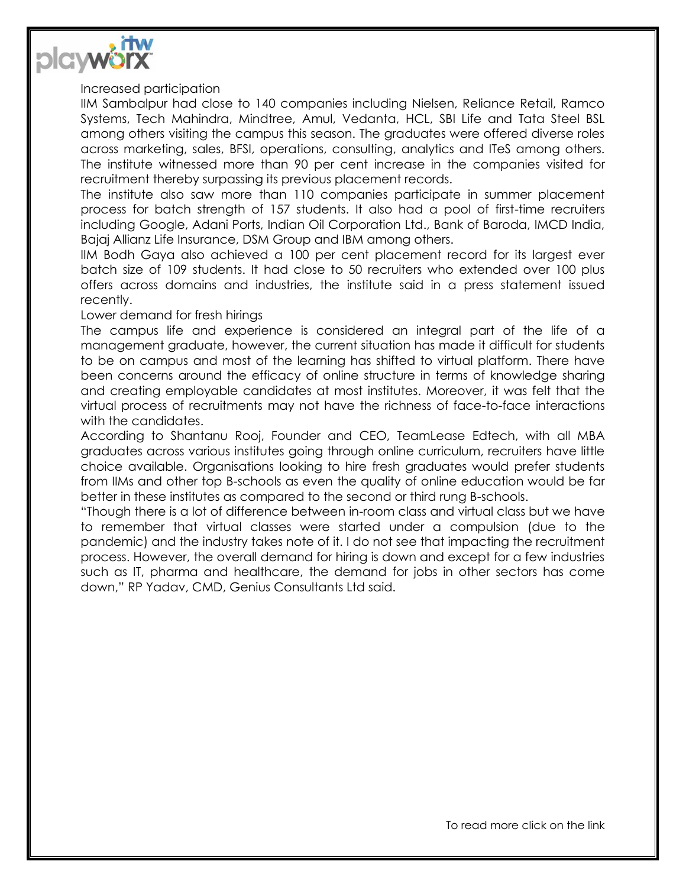## Increased participation

IIM Sambalpur had close to 140 companies including Nielsen, Reliance Retail, Ramco Systems, Tech Mahindra, Mindtree, Amul, Vedanta, HCL, SBI Life and Tata Steel BSL among others visiting the campus this season. The graduates were offered diverse roles across marketing, sales, BFSI, operations, consulting, analytics and ITeS among others. The institute witnessed more than 90 per cent increase in the companies visited for recruitment thereby surpassing its previous placement records.

The institute also saw more than 110 companies participate in summer placement process for batch strength of 157 students. It also had a pool of first-time recruiters including Google, Adani Ports, Indian Oil Corporation Ltd., Bank of Baroda, IMCD India, Bajaj Allianz Life Insurance, DSM Group and IBM among others.

IIM Bodh Gaya also achieved a 100 per cent placement record for its largest ever batch size of 109 students. It had close to 50 recruiters who extended over 100 plus offers across domains and industries, the institute said in a press statement issued recently.

## Lower demand for fresh hirings

The campus life and experience is considered an integral part of the life of a management graduate, however, the current situation has made it difficult for students to be on campus and most of the learning has shifted to virtual platform. There have been concerns around the efficacy of online structure in terms of knowledge sharing and creating employable candidates at most institutes. Moreover, it was felt that the virtual process of recruitments may not have the richness of face-to-face interactions with the candidates.

According to Shantanu Rooj, Founder and CEO, TeamLease Edtech, with all MBA graduates across various institutes going through online curriculum, recruiters have little choice available. Organisations looking to hire fresh graduates would prefer students from IIMs and other top B-schools as even the quality of online education would be far better in these institutes as compared to the second or third rung B-schools.

"Though there is a lot of difference between in-room class and virtual class but we have to remember that virtual classes were started under a compulsion (due to the pandemic) and the industry takes note of it. I do not see that impacting the recruitment process. However, the overall demand for hiring is down and except for a few industries such as IT, pharma and healthcare, the demand for jobs in other sectors has come down," RP Yadav, CMD, Genius Consultants Ltd said.

To read more click on the link